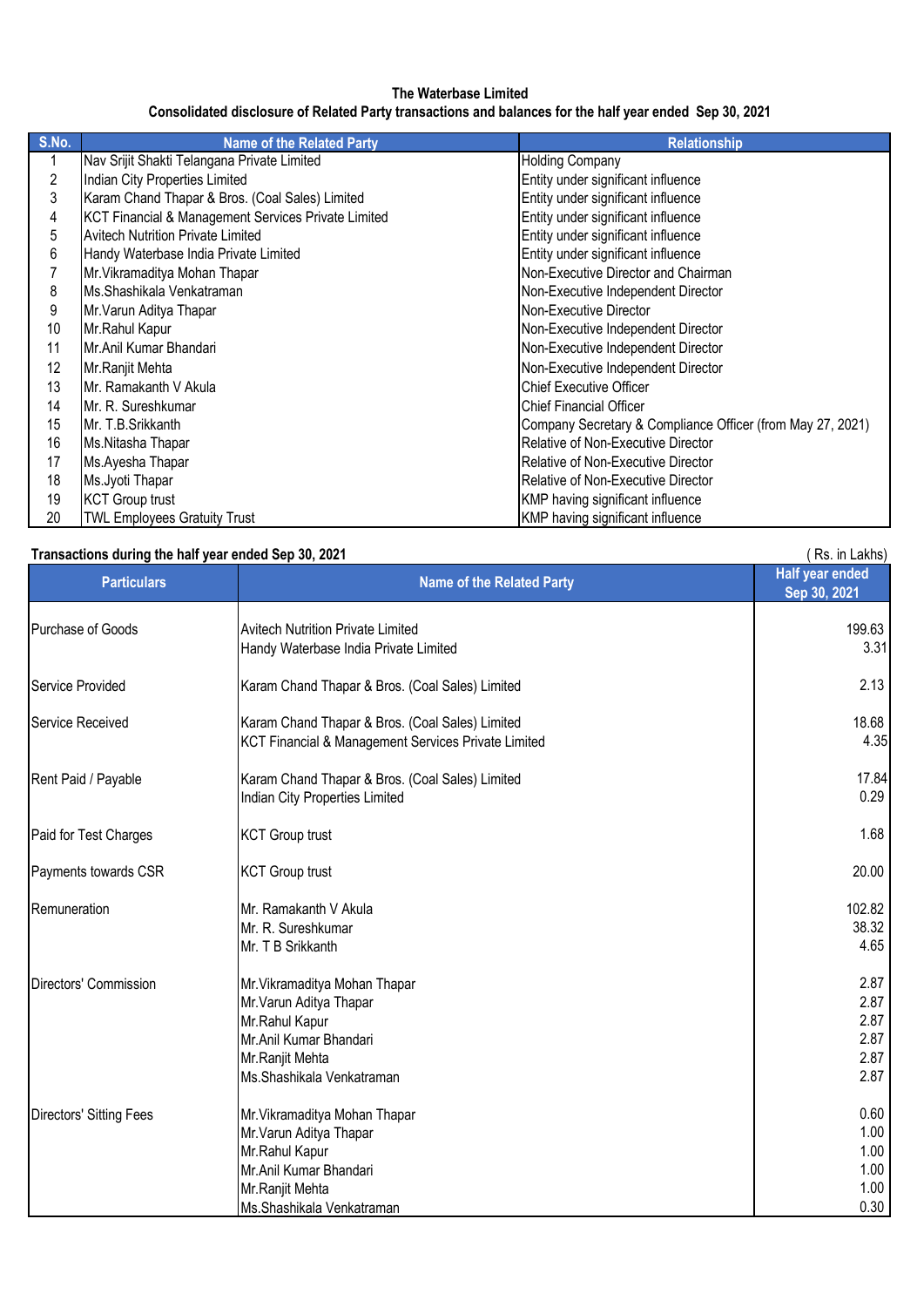# The Waterbase Limited

## Consolidated disclosure of Related Party transactions and balances for the half year ended Sep 30, 2021

| S.No. | Name of the Related Party | Relationship |
|---|---|---|
| 1 | Nav Srijit Shakti Telangana Private Limited | Holding Company |
| 2 | Indian City Properties Limited | Entity under significant influence |
| 3 | Karam Chand Thapar & Bros. (Coal Sales) Limited | Entity under significant influence |
| 4 | KCT Financial & Management Services Private Limited | Entity under significant influence |
| 5 | Avitech Nutrition Private Limited | Entity under significant influence |
| 6 | Handy Waterbase India Private Limited | Entity under significant influence |
| 7 | Mr.Vikramaditya Mohan Thapar | Non-Executive Director and Chairman |
| 8 | Ms.Shashikala Venkatraman | Non-Executive Independent Director |
| 9 | Mr.Varun Aditya Thapar | Non-Executive Director |
| 10 | Mr.Rahul Kapur | Non-Executive Independent Director |
| 11 | Mr.Anil Kumar Bhandari | Non-Executive Independent Director |
| 12 | Mr.Ranjit Mehta | Non-Executive Independent Director |
| 13 | Mr. Ramakanth V Akula | Chief Executive Officer |
| 14 | Mr. R. Sureshkumar | Chief Financial Officer |
| 15 | Mr. T.B.Srikkanth | Company Secretary & Compliance Officer (from May 27, 2021) |
| 16 | Ms.Nitasha Thapar | Relative of Non-Executive Director |
| 17 | Ms.Ayesha Thapar | Relative of Non-Executive Director |
| 18 | Ms.Jyoti Thapar | Relative of Non-Executive Director |
| 19 | KCT Group trust | KMP having significant influence |
| 20 | TWL Employees Gratuity Trust | KMP having significant influence |

**Transactions during the half year ended Sep 30, 2021** ( Rs. in Lakhs)

| Particulars | Name of the Related Party | Half year ended Sep 30, 2021 |
|---|---|---|
| Purchase of Goods | Avitech Nutrition Private Limited | 199.63 |
| | Handy Waterbase India Private Limited | 3.31 |
| Service Provided | Karam Chand Thapar & Bros. (Coal Sales) Limited | 2.13 |
| Service Received | Karam Chand Thapar & Bros. (Coal Sales) Limited | 18.68 |
| | KCT Financial & Management Services Private Limited | 4.35 |
| Rent Paid / Payable | Karam Chand Thapar & Bros. (Coal Sales) Limited | 17.84 |
| | Indian City Properties Limited | 0.29 |
| Paid for Test Charges | KCT Group trust | 1.68 |
| Payments towards CSR | KCT Group trust | 20.00 |
| Remuneration | Mr. Ramakanth V Akula | 102.82 |
| | Mr. R. Sureshkumar | 38.32 |
| | Mr. T B Srikkanth | 4.65 |
| Directors' Commission | Mr.Vikramaditya Mohan Thapar | 2.87 |
| | Mr.Varun Aditya Thapar | 2.87 |
| | Mr.Rahul Kapur | 2.87 |
| | Mr.Anil Kumar Bhandari | 2.87 |
| | Mr.Ranjit Mehta | 2.87 |
| | Ms.Shashikala Venkatraman | 2.87 |
| Directors' Sitting Fees | Mr.Vikramaditya Mohan Thapar | 0.60 |
| | Mr.Varun Aditya Thapar | 1.00 |
| | Mr.Rahul Kapur | 1.00 |
| | Mr.Anil Kumar Bhandari | 1.00 |
| | Mr.Ranjit Mehta | 1.00 |
| | Ms.Shashikala Venkatraman | 0.30 |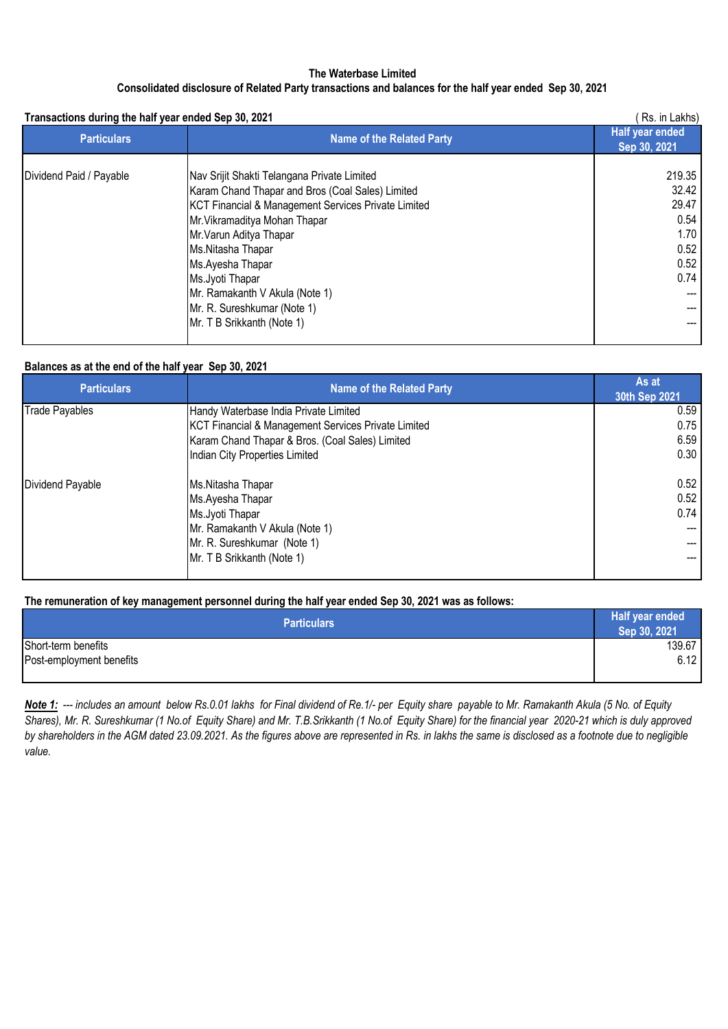**The Waterbase Limited**

**Consolidated disclosure of Related Party transactions and balances for the half year ended Sep 30, 2021**

**Transactions during the half year ended Sep 30, 2021** ( Rs. in Lakhs)

| Particulars | Name of the Related Party | Half year ended Sep 30, 2021 |
|---|---|---|
| Dividend Paid / Payable | Nav Srijit Shakti Telangana Private Limited | 219.35 |
| | Karam Chand Thapar and Bros (Coal Sales) Limited | 32.42 |
| | KCT Financial & Management Services Private Limited | 29.47 |
| | Mr.Vikramaditya Mohan Thapar | 0.54 |
| | Mr.Varun Aditya Thapar | 1.70 |
| | Ms.Nitasha Thapar | 0.52 |
| | Ms.Ayesha Thapar | 0.52 |
| | Ms.Jyoti Thapar | 0.74 |
| | Mr. Ramakanth V Akula (Note 1) | --- |
| | Mr. R. Sureshkumar (Note 1) | --- |
| | Mr. T B Srikkanth (Note 1) | --- |

**Balances as at the end of the half year Sep 30, 2021**

| Particulars | Name of the Related Party | As at 30th Sep 2021 |
|---|---|---|
| Trade Payables | Handy Waterbase India Private Limited | 0.59 |
| | KCT Financial & Management Services Private Limited | 0.75 |
| | Karam Chand Thapar & Bros. (Coal Sales) Limited | 6.59 |
| | Indian City Properties Limited | 0.30 |
| Dividend Payable | Ms.Nitasha Thapar | 0.52 |
| | Ms.Ayesha Thapar | 0.52 |
| | Ms.Jyoti Thapar | 0.74 |
| | Mr. Ramakanth V Akula (Note 1) | --- |
| | Mr. R. Sureshkumar (Note 1) | --- |
| | Mr. T B Srikkanth (Note 1) | --- |

**The remuneration of key management personnel during the half year ended Sep 30, 2021 was as follows:**

| Particulars | Half year ended Sep 30, 2021 |
|---|---|
| Short-term benefits | 139.67 |
| Post-employment benefits | 6.12 |

***Note 1:*** *--- includes an amount below Rs.0.01 lakhs for Final dividend of Re.1/- per Equity share payable to Mr. Ramakanth Akula (5 No. of Equity Shares), Mr. R. Sureshkumar (1 No.of Equity Share) and Mr. T.B.Srikkanth (1 No.of Equity Share) for the financial year 2020-21 which is duly approved by shareholders in the AGM dated 23.09.2021. As the figures above are represented in Rs. in lakhs the same is disclosed as a footnote due to negligible value.*